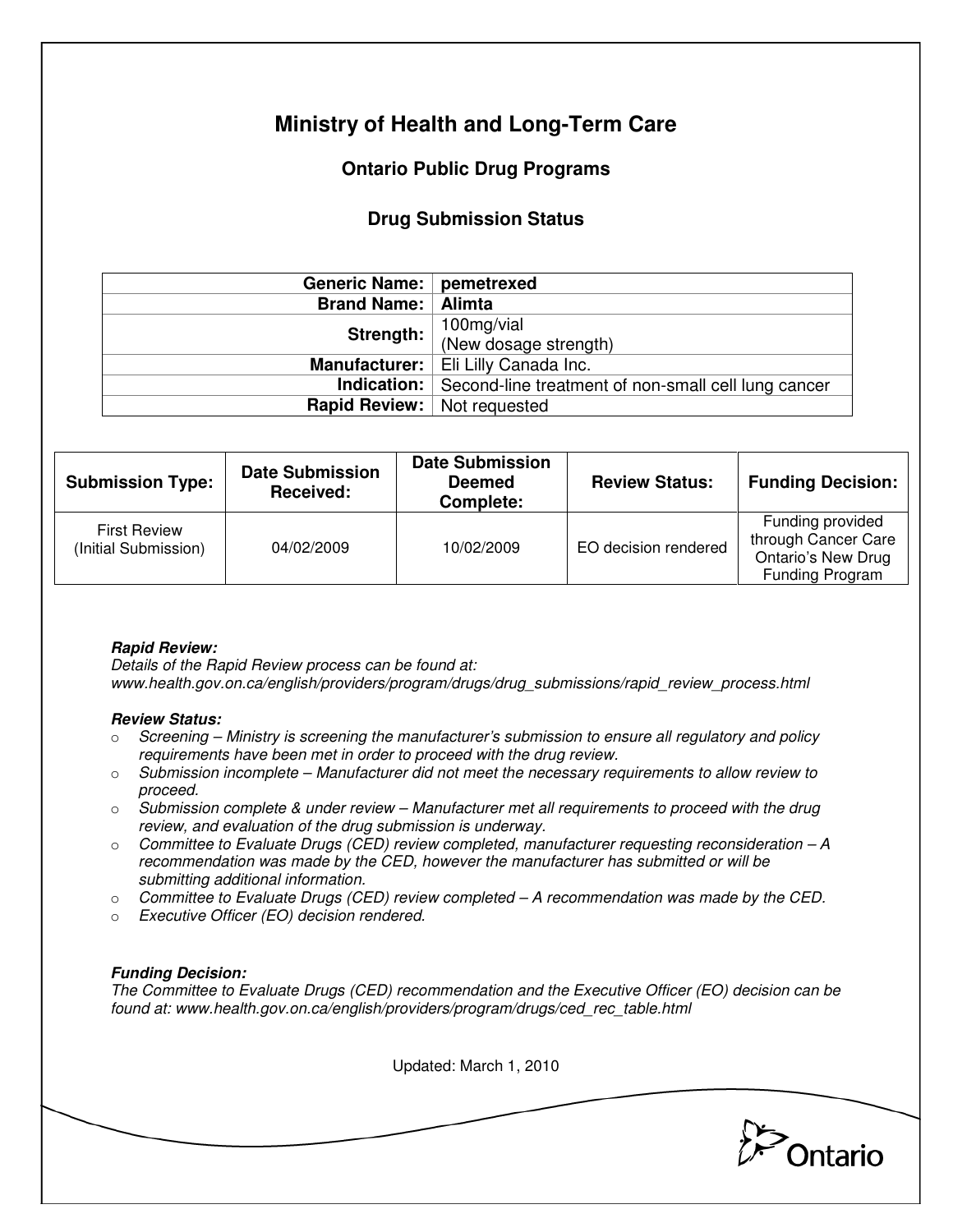# Ministry of Health and Long-Term Care

## Ontario Public Drug Programs

### Drug Submission Status

| | |
|---|---|
| **Generic Name:** | **pemetrexed** |
| **Brand Name:** | **Alimta** |
| **Strength:** | 100mg/vial (New dosage strength) |
| **Manufacturer:** | Eli Lilly Canada Inc. |
| **Indication:** | Second-line treatment of non-small cell lung cancer |
| **Rapid Review:** | Not requested |

| Submission Type: | Date Submission Received: | Date Submission Deemed Complete: | Review Status: | Funding Decision: |
|---|---|---|---|---|
| First Review (Initial Submission) | 04/02/2009 | 10/02/2009 | EO decision rendered | Funding provided through Cancer Care Ontario's New Drug Funding Program |

***Rapid Review:***
*Details of the Rapid Review process can be found at:*
*www.health.gov.on.ca/english/providers/program/drugs/drug_submissions/rapid_review_process.html*

***Review Status:***

- *Screening – Ministry is screening the manufacturer's submission to ensure all regulatory and policy requirements have been met in order to proceed with the drug review.*
- *Submission incomplete – Manufacturer did not meet the necessary requirements to allow review to proceed.*
- *Submission complete & under review – Manufacturer met all requirements to proceed with the drug review, and evaluation of the drug submission is underway.*
- *Committee to Evaluate Drugs (CED) review completed, manufacturer requesting reconsideration – A recommendation was made by the CED, however the manufacturer has submitted or will be submitting additional information.*
- *Committee to Evaluate Drugs (CED) review completed – A recommendation was made by the CED.*
- *Executive Officer (EO) decision rendered.*

***Funding Decision:***
*The Committee to Evaluate Drugs (CED) recommendation and the Executive Officer (EO) decision can be found at: www.health.gov.on.ca/english/providers/program/drugs/ced_rec_table.html*

Updated: March 1, 2010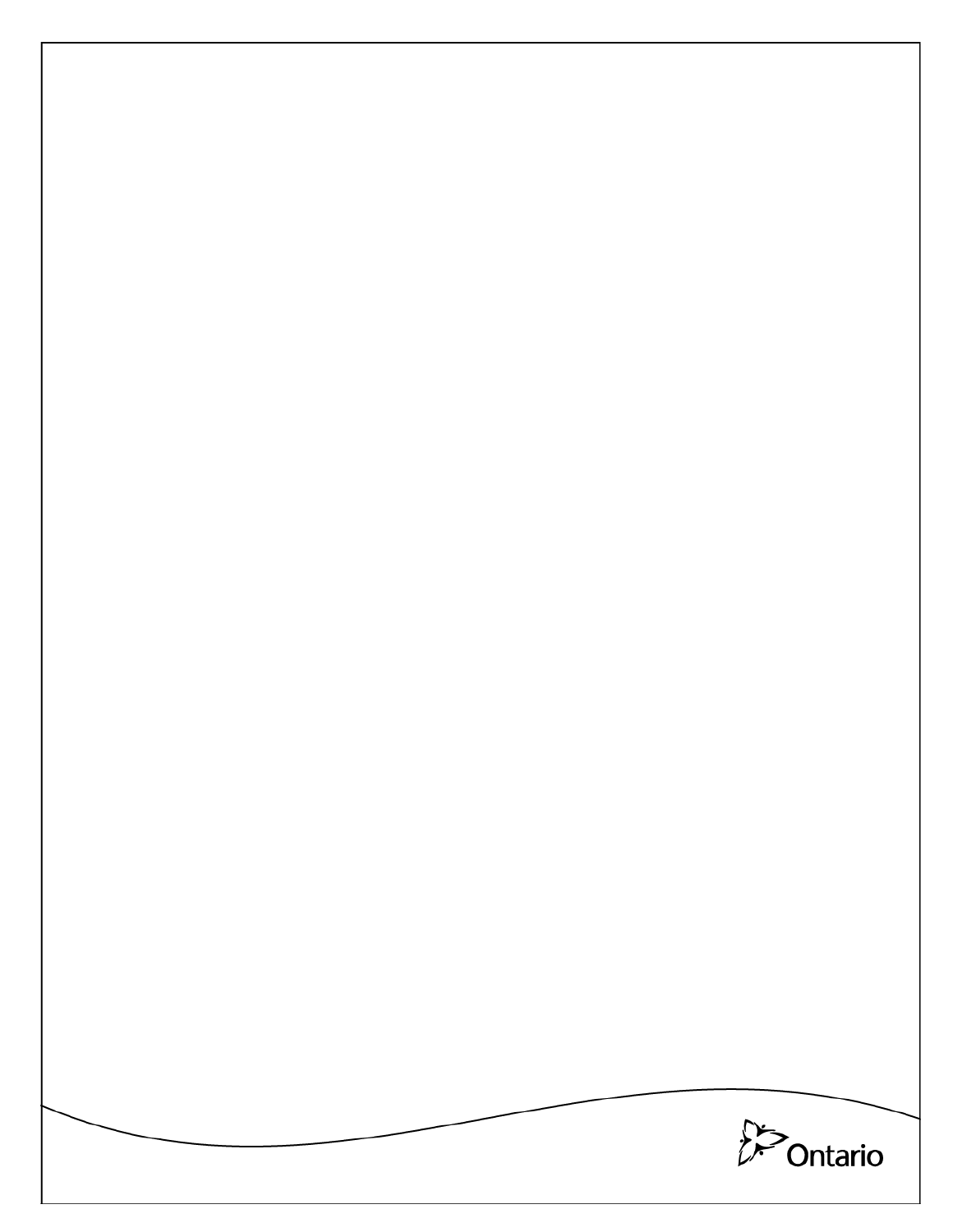Ontario